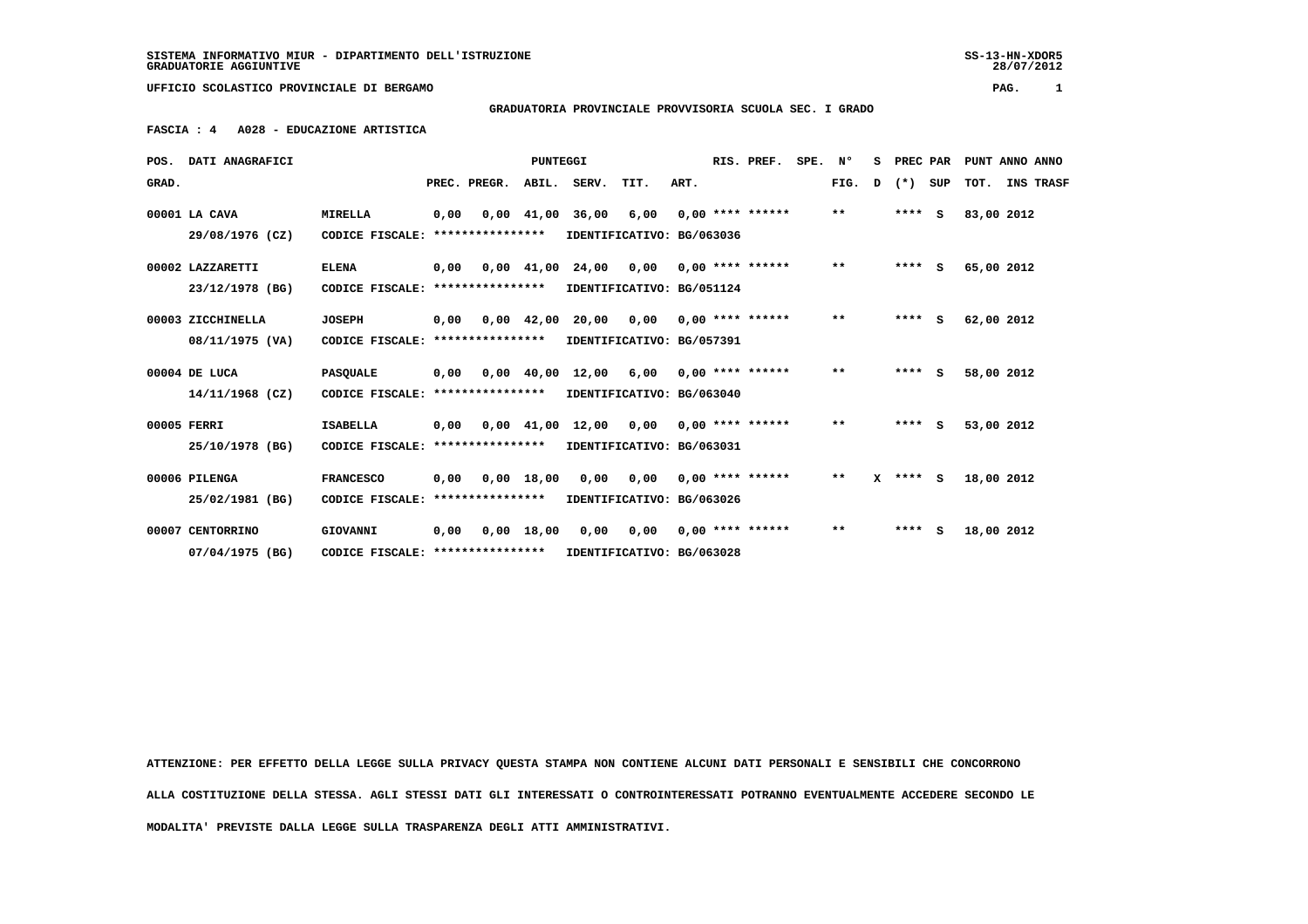SISTEMA INFORMATIVO MIUR - DIPARTIMENTO DELL'ISTRUZIONE
GRADUATORIE AGGIUNTIVE

SS-13-HN-XDOR5
28/07/2012

UFFICIO SCOLASTICO PROVINCIALE DI BERGAMO

GRADUATORIA PROVINCIALE PROVVISORIA SCUOLA SEC. I GRADO

FASCIA : 4 A028 - EDUCAZIONE ARTISTICA

| POS. GRAD. | DATI ANAGRAFICI | | PREC. | PREGR. | ABIL. | SERV. | TIT. | ART. | RIS. | PREF. | SPE. | N° FIG. | S D | PREC (*) | PAR SUP | TOT. | ANNO INS | ANNO TRASF |
|---|---|---|---|---|---|---|---|---|---|---|---|---|---|---|---|---|---|---|
| 00001 | LA CAVA | MIRELLA | 0,00 | 0,00 | 41,00 | 36,00 | 6,00 | 0,00 | **** | ****** | | ** | | **** | S | 83,00 | 2012 | |
| | 29/08/1976 (CZ) | CODICE FISCALE: **************** | IDENTIFICATIVO: BG/063036 | | | | | | | | | | | | | | | |
| 00002 | LAZZARETTI | ELENA | 0,00 | 0,00 | 41,00 | 24,00 | 0,00 | 0,00 | **** | ****** | | ** | | **** | S | 65,00 | 2012 | |
| | 23/12/1978 (BG) | CODICE FISCALE: **************** | IDENTIFICATIVO: BG/051124 | | | | | | | | | | | | | | | |
| 00003 | ZICCHINELLA | JOSEPH | 0,00 | 0,00 | 42,00 | 20,00 | 0,00 | 0,00 | **** | ****** | | ** | | **** | S | 62,00 | 2012 | |
| | 08/11/1975 (VA) | CODICE FISCALE: **************** | IDENTIFICATIVO: BG/057391 | | | | | | | | | | | | | | | |
| 00004 | DE LUCA | PASQUALE | 0,00 | 0,00 | 40,00 | 12,00 | 6,00 | 0,00 | **** | ****** | | ** | | **** | S | 58,00 | 2012 | |
| | 14/11/1968 (CZ) | CODICE FISCALE: **************** | IDENTIFICATIVO: BG/063040 | | | | | | | | | | | | | | | |
| 00005 | FERRI | ISABELLA | 0,00 | 0,00 | 41,00 | 12,00 | 0,00 | 0,00 | **** | ****** | | ** | | **** | S | 53,00 | 2012 | |
| | 25/10/1978 (BG) | CODICE FISCALE: **************** | IDENTIFICATIVO: BG/063031 | | | | | | | | | | | | | | | |
| 00006 | PILENGA | FRANCESCO | 0,00 | 0,00 | 18,00 | 0,00 | 0,00 | 0,00 | **** | ****** | | ** | X | **** | S | 18,00 | 2012 | |
| | 25/02/1981 (BG) | CODICE FISCALE: **************** | IDENTIFICATIVO: BG/063026 | | | | | | | | | | | | | | | |
| 00007 | CENTORRINO | GIOVANNI | 0,00 | 0,00 | 18,00 | 0,00 | 0,00 | 0,00 | **** | ****** | | ** | | **** | S | 18,00 | 2012 | |
| | 07/04/1975 (BG) | CODICE FISCALE: **************** | IDENTIFICATIVO: BG/063028 | | | | | | | | | | | | | | | |

ATTENZIONE: PER EFFETTO DELLA LEGGE SULLA PRIVACY QUESTA STAMPA NON CONTIENE ALCUNI DATI PERSONALI E SENSIBILI CHE CONCORRONO ALLA COSTITUZIONE DELLA STESSA. AGLI STESSI DATI GLI INTERESSATI O CONTROINTERESSATI POTRANNO EVENTUALMENTE ACCEDERE SECONDO LE MODALITA' PREVISTE DALLA LEGGE SULLA TRASPARENZA DEGLI ATTI AMMINISTRATIVI.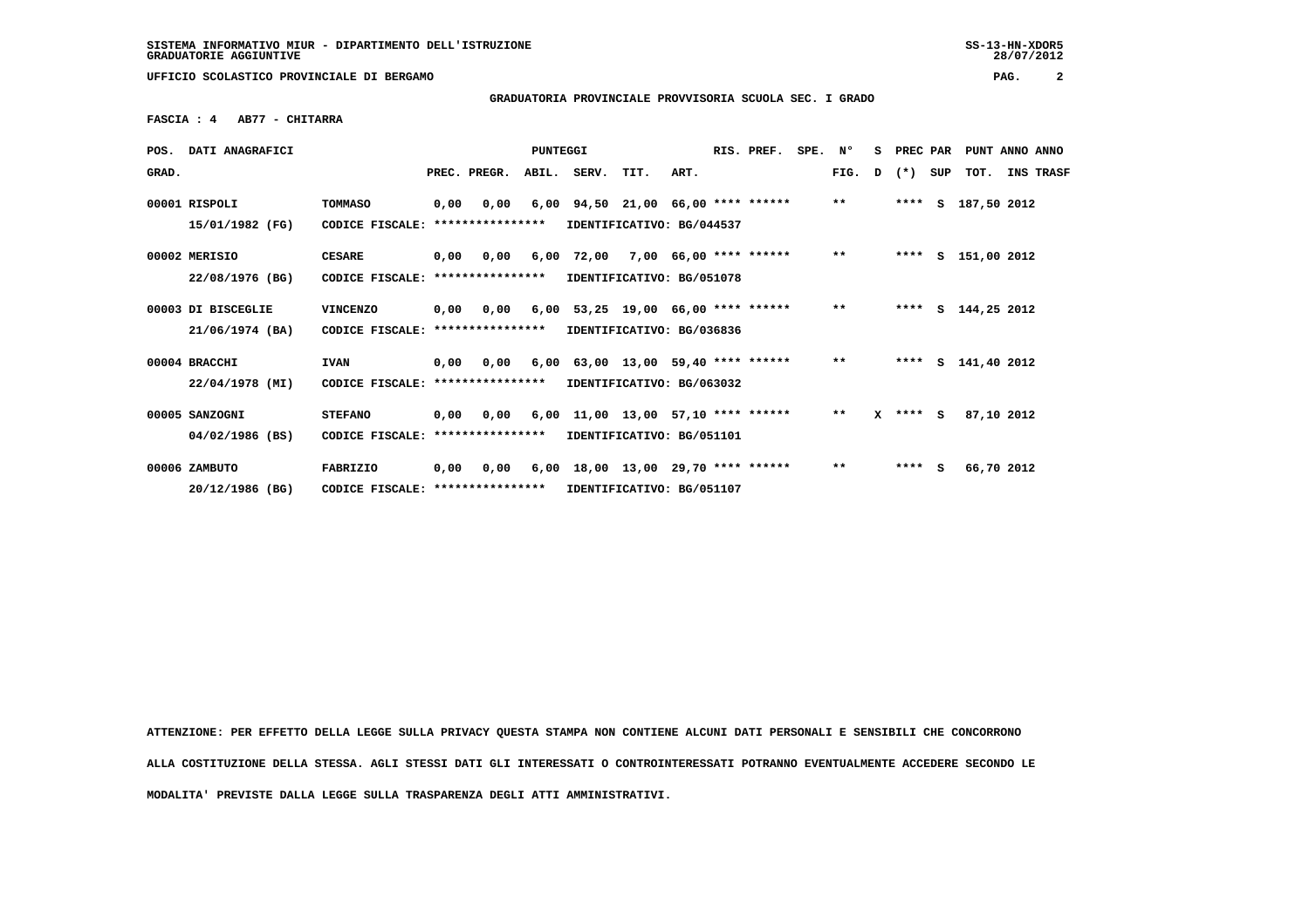SISTEMA INFORMATIVO MIUR - DIPARTIMENTO DELL'ISTRUZIONE
GRADUATORIE AGGIUNTIVE

UFFICIO SCOLASTICO PROVINCIALE DI BERGAMO

GRADUATORIA PROVINCIALE PROVVISORIA SCUOLA SEC. I GRADO

FASCIA : 4 AB77 - CHITARRA

| POS. GRAD. | DATI ANAGRAFICI | | PREC. | PREGR. | ABIL. | SERV. | TIT. | ART. | RIS. PREF. | SPE. | N° FIG. | S D | PREC (*) | PAR SUP | PUNT TOT. | ANNO INS | ANNO TRASF |
|---|---|---|---|---|---|---|---|---|---|---|---|---|---|---|---|---|---|
| 00001 | RISPOLI | TOMMASO | 0,00 | 0,00 | 6,00 | 94,50 | 21,00 | 66,00 | **** | ****** | ** | | **** | S | 187,50 | 2012 | |
| | 15/01/1982 (FG) | CODICE FISCALE: **************** | IDENTIFICATIVO: BG/044537 | | | | | | | | | | | | | | |
| 00002 | MERISIO | CESARE | 0,00 | 0,00 | 6,00 | 72,00 | 7,00 | 66,00 | **** | ****** | ** | | **** | S | 151,00 | 2012 | |
| | 22/08/1976 (BG) | CODICE FISCALE: **************** | IDENTIFICATIVO: BG/051078 | | | | | | | | | | | | | | |
| 00003 | DI BISCEGLIE | VINCENZO | 0,00 | 0,00 | 6,00 | 53,25 | 19,00 | 66,00 | **** | ****** | ** | | **** | S | 144,25 | 2012 | |
| | 21/06/1974 (BA) | CODICE FISCALE: **************** | IDENTIFICATIVO: BG/036836 | | | | | | | | | | | | | | |
| 00004 | BRACCHI | IVAN | 0,00 | 0,00 | 6,00 | 63,00 | 13,00 | 59,40 | **** | ****** | ** | | **** | S | 141,40 | 2012 | |
| | 22/04/1978 (MI) | CODICE FISCALE: **************** | IDENTIFICATIVO: BG/063032 | | | | | | | | | | | | | | |
| 00005 | SANZOGNI | STEFANO | 0,00 | 0,00 | 6,00 | 11,00 | 13,00 | 57,10 | **** | ****** | ** | X | **** | S | 87,10 | 2012 | |
| | 04/02/1986 (BS) | CODICE FISCALE: **************** | IDENTIFICATIVO: BG/051101 | | | | | | | | | | | | | | |
| 00006 | ZAMBUTO | FABRIZIO | 0,00 | 0,00 | 6,00 | 18,00 | 13,00 | 29,70 | **** | ****** | ** | | **** | S | 66,70 | 2012 | |
| | 20/12/1986 (BG) | CODICE FISCALE: **************** | IDENTIFICATIVO: BG/051107 | | | | | | | | | | | | | | |

ATTENZIONE: PER EFFETTO DELLA LEGGE SULLA PRIVACY QUESTA STAMPA NON CONTIENE ALCUNI DATI PERSONALI E SENSIBILI CHE CONCORRONO ALLA COSTITUZIONE DELLA STESSA. AGLI STESSI DATI GLI INTERESSATI O CONTROINTERESSATI POTRANNO EVENTUALMENTE ACCEDERE SECONDO LE MODALITA' PREVISTE DALLA LEGGE SULLA TRASPARENZA DEGLI ATTI AMMINISTRATIVI.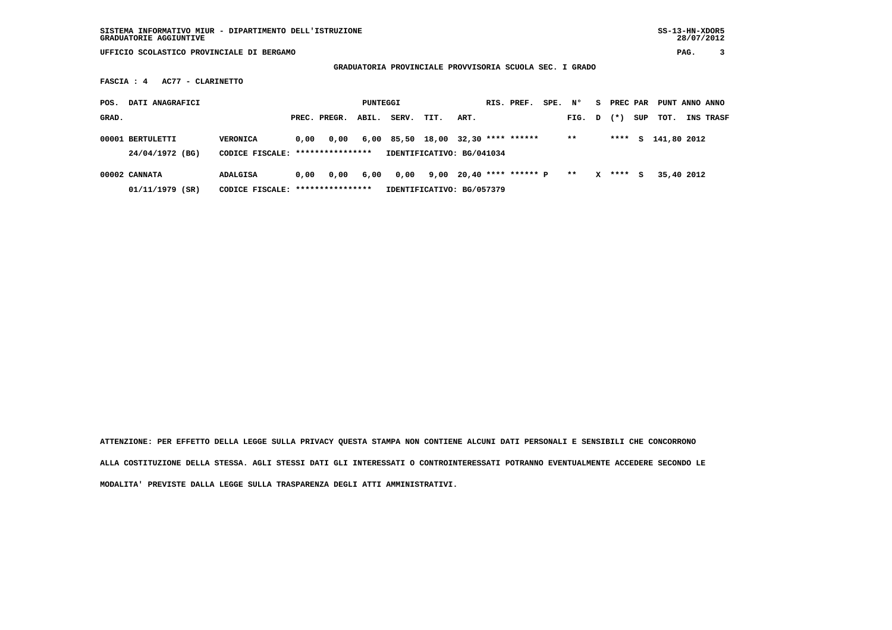SISTEMA INFORMATIVO MIUR - DIPARTIMENTO DELL'ISTRUZIONE
GRADUATORIE AGGIUNTIVE

SS-13-HN-XDOR5
28/07/2012

UFFICIO SCOLASTICO PROVINCIALE DI BERGAMO

**GRADUATORIA PROVINCIALE PROVVISORIA SCUOLA SEC. I GRADO**

**FASCIA : 4 AC77 - CLARINETTO**

| POS. GRAD. | DATI ANAGRAFICI | | PREC. | PREGR. | ABIL. | SERV. | TIT. | ART. | RIS. | PREF. | SPE. | N° FIG. | S D | PREC (*) | PAR SUP | PUNT TOT. | ANNO INS | ANNO TRASF |
|---|---|---|---|---|---|---|---|---|---|---|---|---|---|---|---|---|---|---|
| 00001 | BERTULETTI | VERONICA | 0,00 | 0,00 | 6,00 | 85,50 | 18,00 | 32,30 | **** | ****** | | ** | | **** | S | 141,80 | 2012 | |
| | 24/04/1972 (BG) | CODICE FISCALE: **************** | IDENTIFICATIVO: BG/041034 | | | | | | | | | | | | | | | |
| 00002 | CANNATA | ADALGISA | 0,00 | 0,00 | 6,00 | 0,00 | 9,00 | 20,40 | **** | ****** | P | ** | X | **** | S | 35,40 | 2012 | |
| | 01/11/1979 (SR) | CODICE FISCALE: **************** | IDENTIFICATIVO: BG/057379 | | | | | | | | | | | | | | | |

ATTENZIONE: PER EFFETTO DELLA LEGGE SULLA PRIVACY QUESTA STAMPA NON CONTIENE ALCUNI DATI PERSONALI E SENSIBILI CHE CONCORRONO ALLA COSTITUZIONE DELLA STESSA. AGLI STESSI DATI GLI INTERESSATI O CONTROINTERESSATI POTRANNO EVENTUALMENTE ACCEDERE SECONDO LE MODALITA' PREVISTE DALLA LEGGE SULLA TRASPARENZA DEGLI ATTI AMMINISTRATIVI.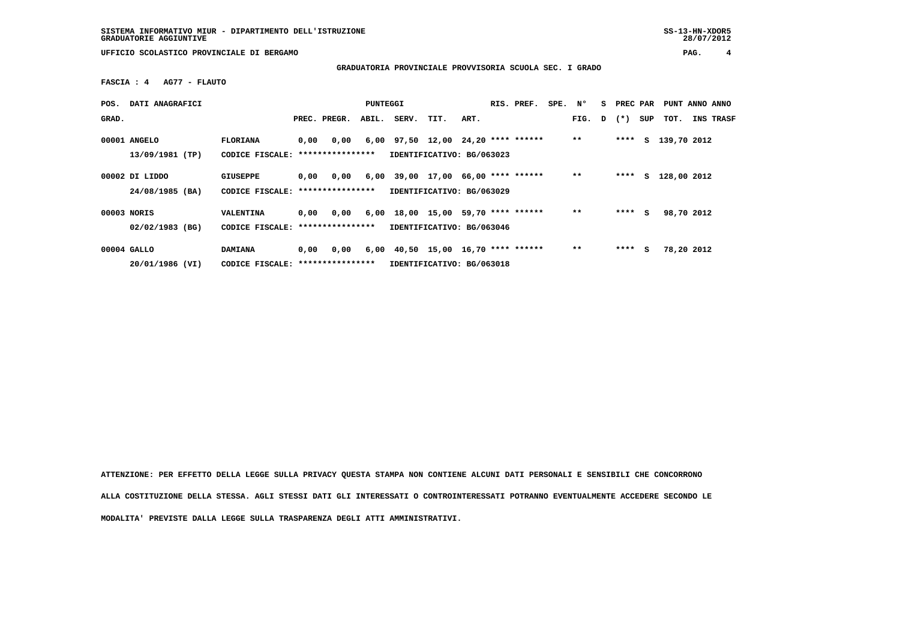GRADUATORIA PROVINCIALE PROVVISORIA SCUOLA SEC. I GRADO

**FASCIA : 4 AG77 - FLAUTO**

| POS. GRAD. | DATI ANAGRAFICI | | PUNTEGGI PREC. | PREGR. | ABIL. | SERV. | TIT. | ART. | RIS. | PREF. | SPE. | N° FIG. | S D | PREC (*) | PAR SUP | PUNT TOT. | ANNO INS | ANNO TRASF |
|---|---|---|---|---|---|---|---|---|---|---|---|---|---|---|---|---|---|---|
| 00001 | ANGELO 13/09/1981 (TP) | FLORIANA CODICE FISCALE: **************** | 0,00 | 0,00 | 6,00 | 97,50 | 12,00 | 24,20 | **** | ****** | | ** | | **** | S | 139,70 | 2012 | |
| | IDENTIFICATIVO: BG/063023 | | | | | | | | | | | | | | | | | |
| 00002 | DI LIDDO 24/08/1985 (BA) | GIUSEPPE CODICE FISCALE: **************** | 0,00 | 0,00 | 6,00 | 39,00 | 17,00 | 66,00 | **** | ****** | | ** | | **** | S | 128,00 | 2012 | |
| | IDENTIFICATIVO: BG/063029 | | | | | | | | | | | | | | | | | |
| 00003 | NORIS 02/02/1983 (BG) | VALENTINA CODICE FISCALE: **************** | 0,00 | 0,00 | 6,00 | 18,00 | 15,00 | 59,70 | **** | ****** | | ** | | **** | S | 98,70 | 2012 | |
| | IDENTIFICATIVO: BG/063046 | | | | | | | | | | | | | | | | | |
| 00004 | GALLO 20/01/1986 (VI) | DAMIANA CODICE FISCALE: **************** | 0,00 | 0,00 | 6,00 | 40,50 | 15,00 | 16,70 | **** | ****** | | ** | | **** | S | 78,20 | 2012 | |
| | IDENTIFICATIVO: BG/063018 | | | | | | | | | | | | | | | | | |

ATTENZIONE: PER EFFETTO DELLA LEGGE SULLA PRIVACY QUESTA STAMPA NON CONTIENE ALCUNI DATI PERSONALI E SENSIBILI CHE CONCORRONO ALLA COSTITUZIONE DELLA STESSA. AGLI STESSI DATI GLI INTERESSATI O CONTROINTERESSATI POTRANNO EVENTUALMENTE ACCEDERE SECONDO LE MODALITA' PREVISTE DALLA LEGGE SULLA TRASPARENZA DEGLI ATTI AMMINISTRATIVI.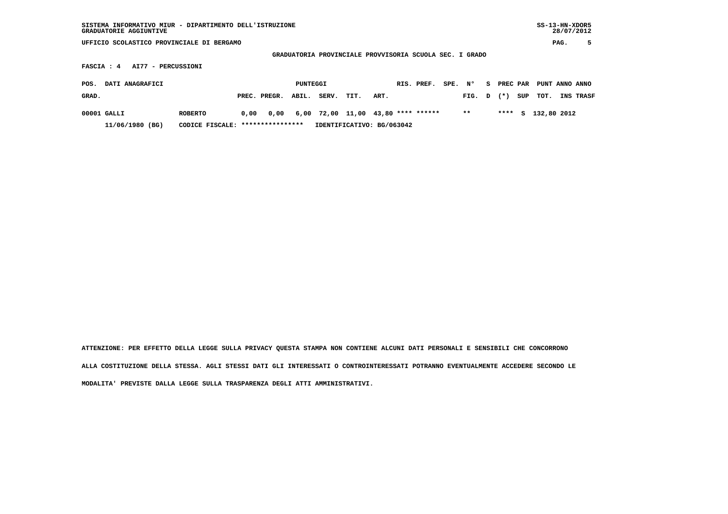SISTEMA INFORMATIVO MIUR - DIPARTIMENTO DELL'ISTRUZIONE
GRADUATORIE AGGIUNTIVE

SS-13-HN-XDOR5
28/07/2012

UFFICIO SCOLASTICO PROVINCIALE DI BERGAMO

## GRADUATORIA PROVINCIALE PROVVISORIA SCUOLA SEC. I GRADO

**FASCIA : 4   AI77 - PERCUSSIONI**

| POS. GRAD. | DATI ANAGRAFICI | | PREC. | PREGR. | ABIL. | SERV. | TIT. | ART. | RIS. | PREF. | SPE. | N° FIG. | S D | PREC (*) | PAR SUP | PUNT TOT. | ANNO INS | ANNO TRASF |
|---|---|---|---|---|---|---|---|---|---|---|---|---|---|---|---|---|---|---|
| 00001 | GALLI | ROBERTO | 0,00 | 0,00 | 6,00 | 72,00 | 11,00 | 43,80 | **** | ****** | | ** | | **** | S | 132,80 | 2012 | |
| | 11/06/1980 (BG) | CODICE FISCALE: **************** | IDENTIFICATIVO: BG/063042 | | | | | | | | | | | | | | | |

ATTENZIONE: PER EFFETTO DELLA LEGGE SULLA PRIVACY QUESTA STAMPA NON CONTIENE ALCUNI DATI PERSONALI E SENSIBILI CHE CONCORRONO ALLA COSTITUZIONE DELLA STESSA. AGLI STESSI DATI GLI INTERESSATI O CONTROINTERESSATI POTRANNO EVENTUALMENTE ACCEDERE SECONDO LE MODALITA' PREVISTE DALLA LEGGE SULLA TRASPARENZA DEGLI ATTI AMMINISTRATIVI.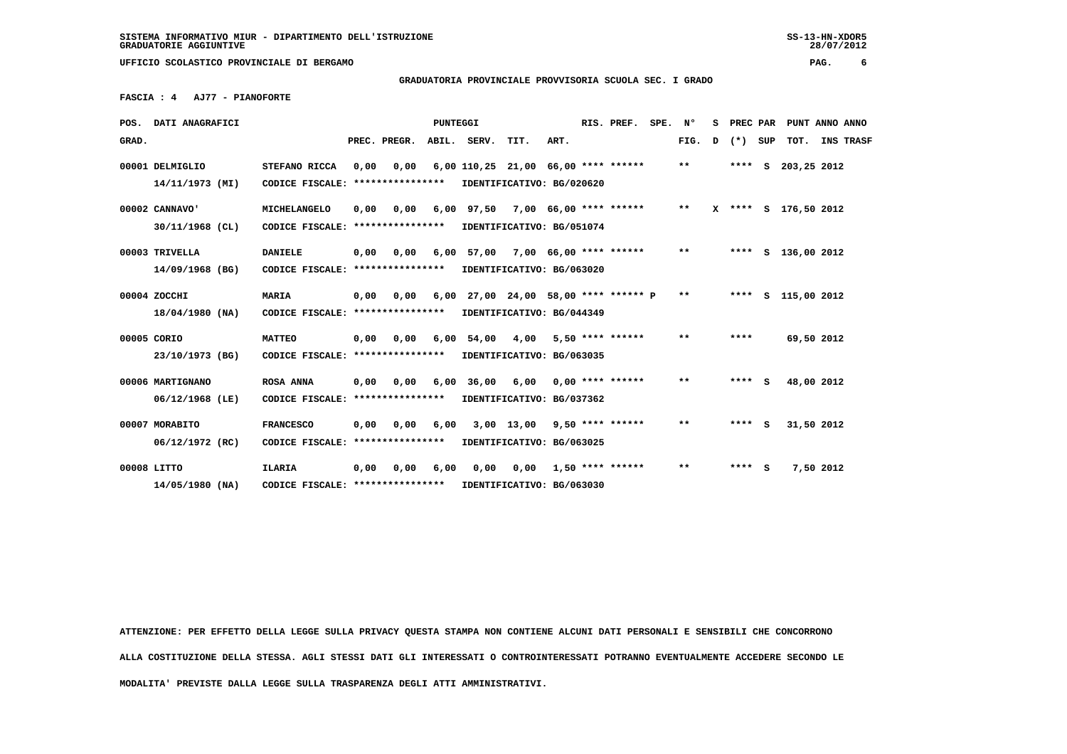SISTEMA INFORMATIVO MIUR - DIPARTIMENTO DELL'ISTRUZIONE
GRADUATORIE AGGIUNTIVE

SS-13-HN-XDOR5
28/07/2012

UFFICIO SCOLASTICO PROVINCIALE DI BERGAMO

**GRADUATORIA PROVINCIALE PROVVISORIA SCUOLA SEC. I GRADO**

**FASCIA : 4 AJ77 - PIANOFORTE**

| POS. GRAD. | DATI ANAGRAFICI | | PREC. | PREGR. | ABIL. | SERV. | TIT. | ART. | RIS. | PREF. | SPE. | N° FIG. | S D | PREC (*) | PAR SUP | TOT. | ANNO INS | ANNO TRASF |
|---|---|---|---|---|---|---|---|---|---|---|---|---|---|---|---|---|---|---|
| 00001 | DELMIGLIO 14/11/1973 (MI) | STEFANO RICCA CODICE FISCALE: **************** IDENTIFICATIVO: BG/020620 | 0,00 | 0,00 | 6,00 | 110,25 | 21,00 | 66,00 | **** | ****** | | ** | | **** | S | 203,25 | 2012 | |
| 00002 | CANNAVO' 30/11/1968 (CL) | MICHELANGELO CODICE FISCALE: **************** IDENTIFICATIVO: BG/051074 | 0,00 | 0,00 | 6,00 | 97,50 | 7,00 | 66,00 | **** | ****** | | ** | X | **** | S | 176,50 | 2012 | |
| 00003 | TRIVELLA 14/09/1968 (BG) | DANIELE CODICE FISCALE: **************** IDENTIFICATIVO: BG/063020 | 0,00 | 0,00 | 6,00 | 57,00 | 7,00 | 66,00 | **** | ****** | | ** | | **** | S | 136,00 | 2012 | |
| 00004 | ZOCCHI 18/04/1980 (NA) | MARIA CODICE FISCALE: **************** IDENTIFICATIVO: BG/044349 | 0,00 | 0,00 | 6,00 | 27,00 | 24,00 | 58,00 | **** | ****** | P | ** | | **** | S | 115,00 | 2012 | |
| 00005 | CORIO 23/10/1973 (BG) | MATTEO CODICE FISCALE: **************** IDENTIFICATIVO: BG/063035 | 0,00 | 0,00 | 6,00 | 54,00 | 4,00 | 5,50 | **** | ****** | | ** | | **** | | 69,50 | 2012 | |
| 00006 | MARTIGNANO 06/12/1968 (LE) | ROSA ANNA CODICE FISCALE: **************** IDENTIFICATIVO: BG/037362 | 0,00 | 0,00 | 6,00 | 36,00 | 6,00 | 0,00 | **** | ****** | | ** | | **** | S | 48,00 | 2012 | |
| 00007 | MORABITO 06/12/1972 (RC) | FRANCESCO CODICE FISCALE: **************** IDENTIFICATIVO: BG/063025 | 0,00 | 0,00 | 6,00 | 3,00 | 13,00 | 9,50 | **** | ****** | | ** | | **** | S | 31,50 | 2012 | |
| 00008 | LITTO 14/05/1980 (NA) | ILARIA CODICE FISCALE: **************** IDENTIFICATIVO: BG/063030 | 0,00 | 0,00 | 6,00 | 0,00 | 0,00 | 1,50 | **** | ****** | | ** | | **** | S | 7,50 | 2012 | |

ATTENZIONE: PER EFFETTO DELLA LEGGE SULLA PRIVACY QUESTA STAMPA NON CONTIENE ALCUNI DATI PERSONALI E SENSIBILI CHE CONCORRONO ALLA COSTITUZIONE DELLA STESSA. AGLI STESSI DATI GLI INTERESSATI O CONTROINTERESSATI POTRANNO EVENTUALMENTE ACCEDERE SECONDO LE MODALITA' PREVISTE DALLA LEGGE SULLA TRASPARENZA DEGLI ATTI AMMINISTRATIVI.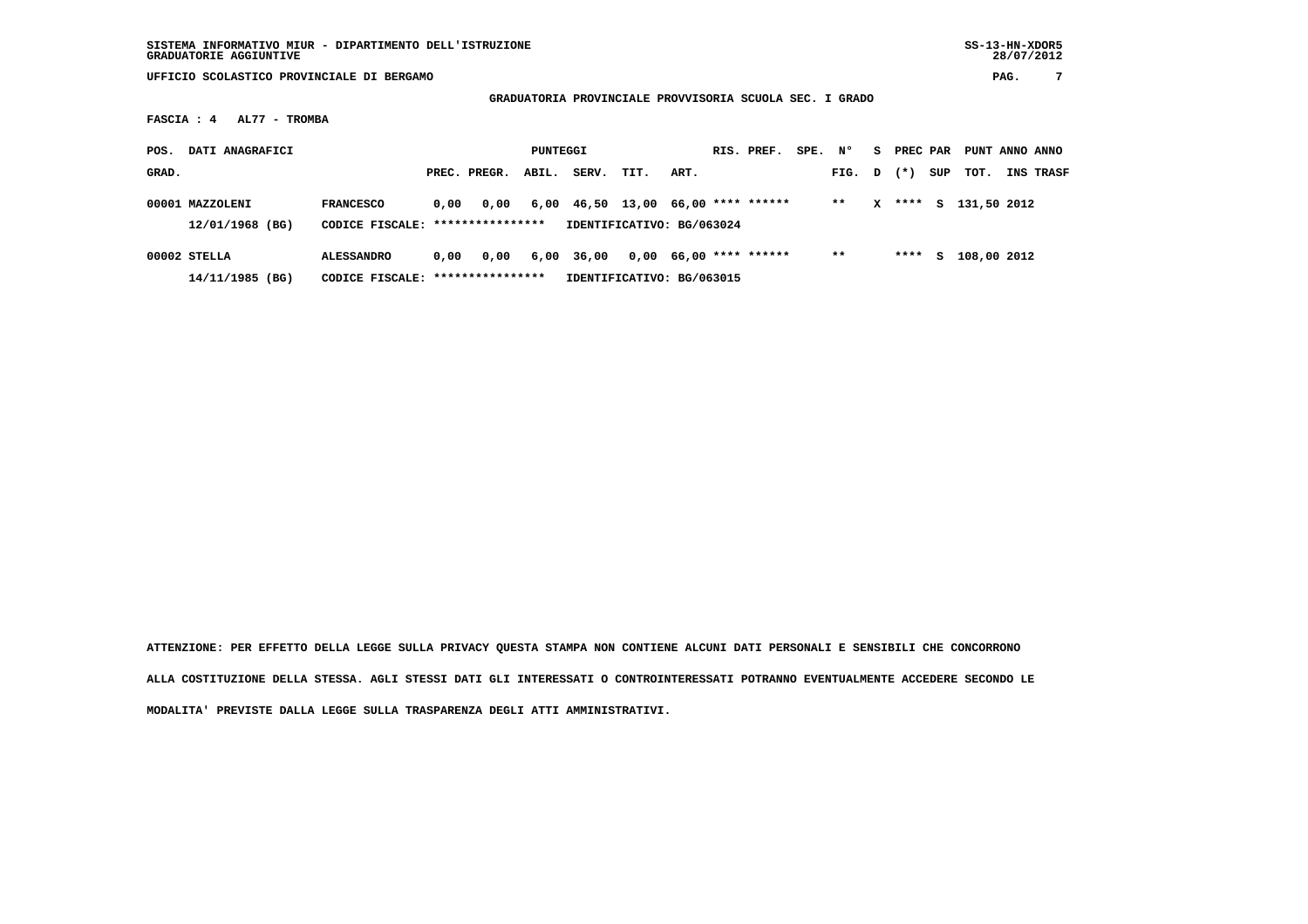SISTEMA INFORMATIVO MIUR - DIPARTIMENTO DELL'ISTRUZIONE
GRADUATORIE AGGIUNTIVE

UFFICIO SCOLASTICO PROVINCIALE DI BERGAMO

GRADUATORIA PROVINCIALE PROVVISORIA SCUOLA SEC. I GRADO

FASCIA : 4 AL77 - TROMBA

| POS. GRAD. | DATI ANAGRAFICI | | PREC. | PREGR. | ABIL. | SERV. | TIT. | ART. | RIS. | PREF. | SPE. | N° FIG. | S D | PREC (*) | PAR SUP | PUNT TOT. | ANNO INS | ANNO TRASF |
|---|---|---|---|---|---|---|---|---|---|---|---|---|---|---|---|---|---|---|
| 00001 | MAZZOLENI | FRANCESCO | 0,00 | 0,00 | 6,00 | 46,50 | 13,00 | 66,00 | **** | ****** | | ** | X | **** | S | 131,50 | 2012 | |
| | 12/01/1968 (BG) | CODICE FISCALE: **************** | IDENTIFICATIVO: BG/063024 | | | | | | | | | | | | | | | |
| 00002 | STELLA | ALESSANDRO | 0,00 | 0,00 | 6,00 | 36,00 | 0,00 | 66,00 | **** | ****** | | ** | | **** | S | 108,00 | 2012 | |
| | 14/11/1985 (BG) | CODICE FISCALE: **************** | IDENTIFICATIVO: BG/063015 | | | | | | | | | | | | | | | |

ATTENZIONE: PER EFFETTO DELLA LEGGE SULLA PRIVACY QUESTA STAMPA NON CONTIENE ALCUNI DATI PERSONALI E SENSIBILI CHE CONCORRONO ALLA COSTITUZIONE DELLA STESSA. AGLI STESSI DATI GLI INTERESSATI O CONTROINTERESSATI POTRANNO EVENTUALMENTE ACCEDERE SECONDO LE MODALITA' PREVISTE DALLA LEGGE SULLA TRASPARENZA DEGLI ATTI AMMINISTRATIVI.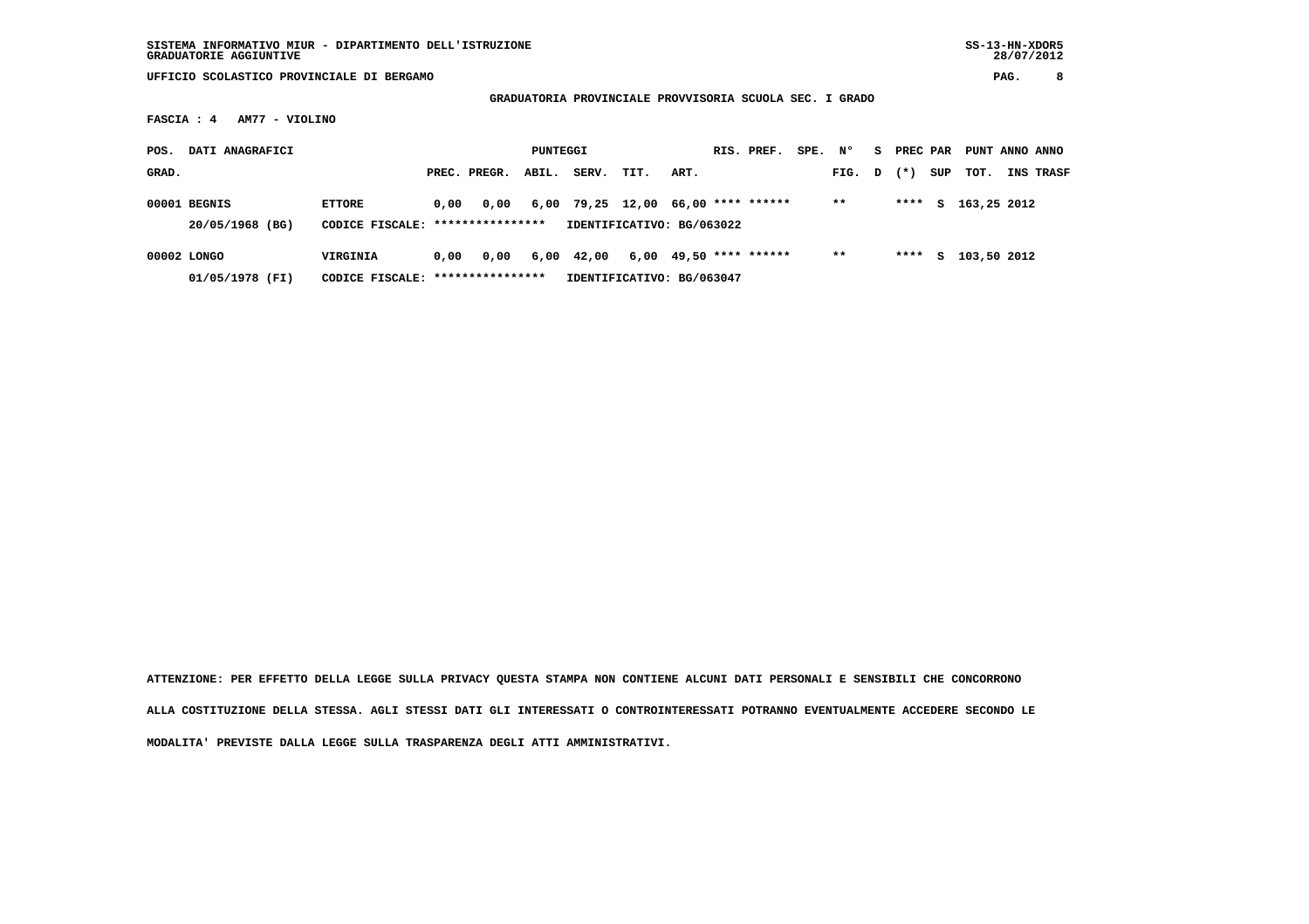SISTEMA INFORMATIVO MIUR - DIPARTIMENTO DELL'ISTRUZIONE
GRADUATORIE AGGIUNTIVE

SS-13-HN-XDOR5
28/07/2012

UFFICIO SCOLASTICO PROVINCIALE DI BERGAMO

**GRADUATORIA PROVINCIALE PROVVISORIA SCUOLA SEC. I GRADO**

**FASCIA : 4 AM77 - VIOLINO**

| POS. GRAD. | DATI ANAGRAFICI | | PUNTEGGI PREC. | PREGR. | ABIL. | SERV. | TIT. | ART. | RIS. | PREF. | SPE. | N° FIG. | S D | PREC (*) | PAR SUP | PUNT TOT. | ANNO INS | ANNO TRASF |
|---|---|---|---|---|---|---|---|---|---|---|---|---|---|---|---|---|---|---|
| 00001 | BEGNIS | ETTORE | 0,00 | 0,00 | 6,00 | 79,25 | 12,00 | 66,00 | **** | ****** | | ** | | **** | S | 163,25 | 2012 | |
| | 20/05/1968 (BG) | CODICE FISCALE: **************** | IDENTIFICATIVO: BG/063022 | | | | | | | | | | | | | | | |
| 00002 | LONGO | VIRGINIA | 0,00 | 0,00 | 6,00 | 42,00 | 6,00 | 49,50 | **** | ****** | | ** | | **** | S | 103,50 | 2012 | |
| | 01/05/1978 (FI) | CODICE FISCALE: **************** | IDENTIFICATIVO: BG/063047 | | | | | | | | | | | | | | | |

ATTENZIONE: PER EFFETTO DELLA LEGGE SULLA PRIVACY QUESTA STAMPA NON CONTIENE ALCUNI DATI PERSONALI E SENSIBILI CHE CONCORRONO ALLA COSTITUZIONE DELLA STESSA. AGLI STESSI DATI GLI INTERESSATI O CONTROINTERESSATI POTRANNO EVENTUALMENTE ACCEDERE SECONDO LE MODALITA' PREVISTE DALLA LEGGE SULLA TRASPARENZA DEGLI ATTI AMMINISTRATIVI.